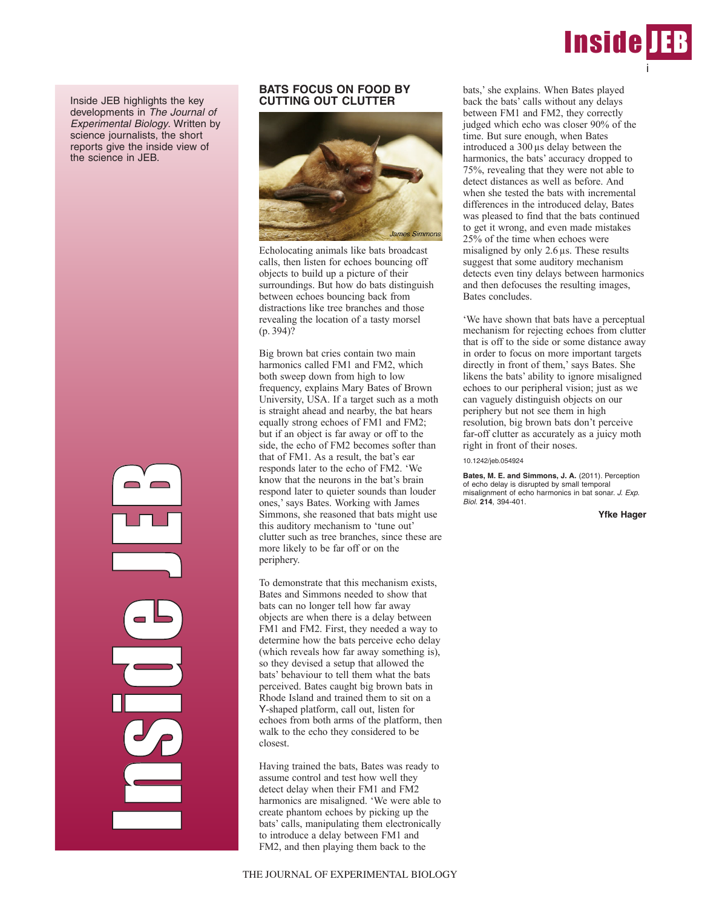Inside JEB highlights the key developments in *The Journal of Experimental Biology*. Written by science journalists, the short reports give the inside view of the science in JEB.

## BATS FOCUS ON FOOD BY CUTTING OUT CLUTTER

James Simmons

Echolocating animals like bats broadcast calls, then listen for echoes bouncing off objects to build up a picture of their surroundings. But how do bats distinguish between echoes bouncing back from distractions like tree branches and those revealing the location of a tasty morsel (p. 394)?

Big brown bat cries contain two main harmonics called FM1 and FM2, which both sweep down from high to low frequency, explains Mary Bates of Brown University, USA. If a target such as a moth is straight ahead and nearby, the bat hears equally strong echoes of FM1 and FM2; but if an object is far away or off to the side, the echo of FM2 becomes softer than that of FM1. As a result, the bat's ear responds later to the echo of FM2. 'We know that the neurons in the bat's brain respond later to quieter sounds than louder ones,' says Bates. Working with James Simmons, she reasoned that bats might use this auditory mechanism to 'tune out' clutter such as tree branches, since these are more likely to be far off or on the periphery.

To demonstrate that this mechanism exists, Bates and Simmons needed to show that bats can no longer tell how far away objects are when there is a delay between FM1 and FM2. First, they needed a way to determine how the bats perceive echo delay (which reveals how far away something is), so they devised a setup that allowed the bats' behaviour to tell them what the bats perceived. Bates caught big brown bats in Rhode Island and trained them to sit on a Y-shaped platform, call out, listen for echoes from both arms of the platform, then walk to the echo they considered to be closest.

Having trained the bats, Bates was ready to assume control and test how well they detect delay when their FM1 and FM2 harmonics are misaligned. 'We were able to create phantom echoes by picking up the bats' calls, manipulating them electronically to introduce a delay between FM1 and FM2, and then playing them back to the bats,' she explains. When Bates played back the bats' calls without any delays between FM1 and FM2, they correctly judged which echo was closer 90% of the time. But sure enough, when Bates introduced a 300 μs delay between the harmonics, the bats' accuracy dropped to 75%, revealing that they were not able to detect distances as well as before. And when she tested the bats with incremental differences in the introduced delay, Bates was pleased to find that the bats continued to get it wrong, and even made mistakes 25% of the time when echoes were misaligned by only 2.6 μs. These results suggest that some auditory mechanism detects even tiny delays between harmonics and then defocuses the resulting images, Bates concludes.

'We have shown that bats have a perceptual mechanism for rejecting echoes from clutter that is off to the side or some distance away in order to focus on more important targets directly in front of them,' says Bates. She likens the bats' ability to ignore misaligned echoes to our peripheral vision; just as we can vaguely distinguish objects on our periphery but not see them in high resolution, big brown bats don't perceive far-off clutter as accurately as a juicy moth right in front of their noses.

10.1242/jeb.054924

**Bates, M. E. and Simmons, J. A.** (2011). Perception of echo delay is disrupted by small temporal misalignment of echo harmonics in bat sonar. *J. Exp. Biol.* **214**, 394-401.

**Yfke Hager**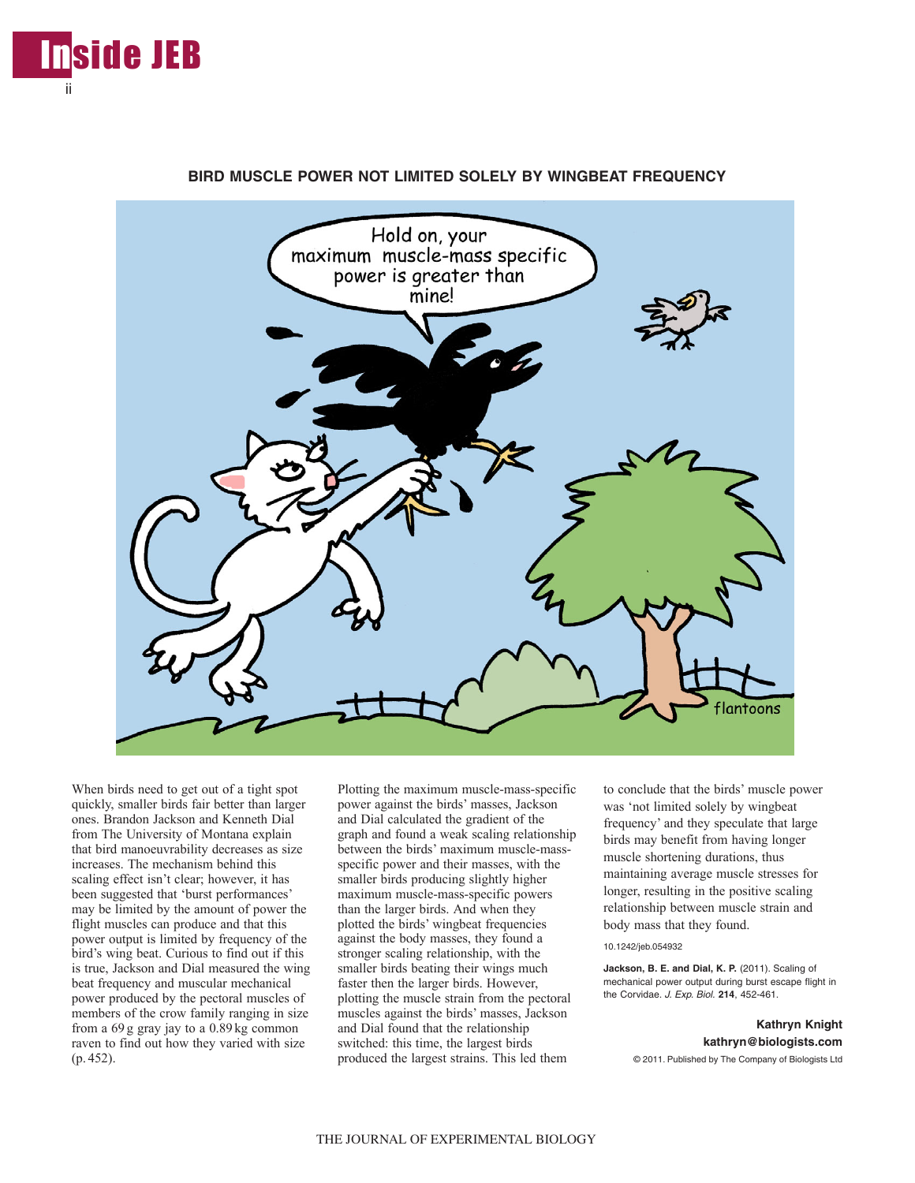## BIRD MUSCLE POWER NOT LIMITED SOLELY BY WINGBEAT FREQUENCY

When birds need to get out of a tight spot quickly, smaller birds fair better than larger ones. Brandon Jackson and Kenneth Dial from The University of Montana explain that bird manoeuvrability decreases as size increases. The mechanism behind this scaling effect isn't clear; however, it has been suggested that 'burst performances' may be limited by the amount of power the flight muscles can produce and that this power output is limited by frequency of the bird's wing beat. Curious to find out if this is true, Jackson and Dial measured the wing beat frequency and muscular mechanical power produced by the pectoral muscles of members of the crow family ranging in size from a 69 g gray jay to a 0.89 kg common raven to find out how they varied with size (p. 452).

Plotting the maximum muscle-mass-specific power against the birds' masses, Jackson and Dial calculated the gradient of the graph and found a weak scaling relationship between the birds' maximum muscle-mass-specific power and their masses, with the smaller birds producing slightly higher maximum muscle-mass-specific powers than the larger birds. And when they plotted the birds' wingbeat frequencies against the body masses, they found a stronger scaling relationship, with the smaller birds beating their wings much faster then the larger birds. However, plotting the muscle strain from the pectoral muscles against the birds' masses, Jackson and Dial found that the relationship switched: this time, the largest birds produced the largest strains. This led them to conclude that the birds' muscle power was 'not limited solely by wingbeat frequency' and they speculate that large birds may benefit from having longer muscle shortening durations, thus maintaining average muscle stresses for longer, resulting in the positive scaling relationship between muscle strain and body mass that they found.

10.1242/jeb.054932

**Jackson, B. E. and Dial, K. P.** (2011). Scaling of mechanical power output during burst escape flight in the Corvidae. *J. Exp. Biol.* **214**, 452-461.

**Kathryn Knight**
**kathryn@biologists.com**

© 2011. Published by The Company of Biologists Ltd